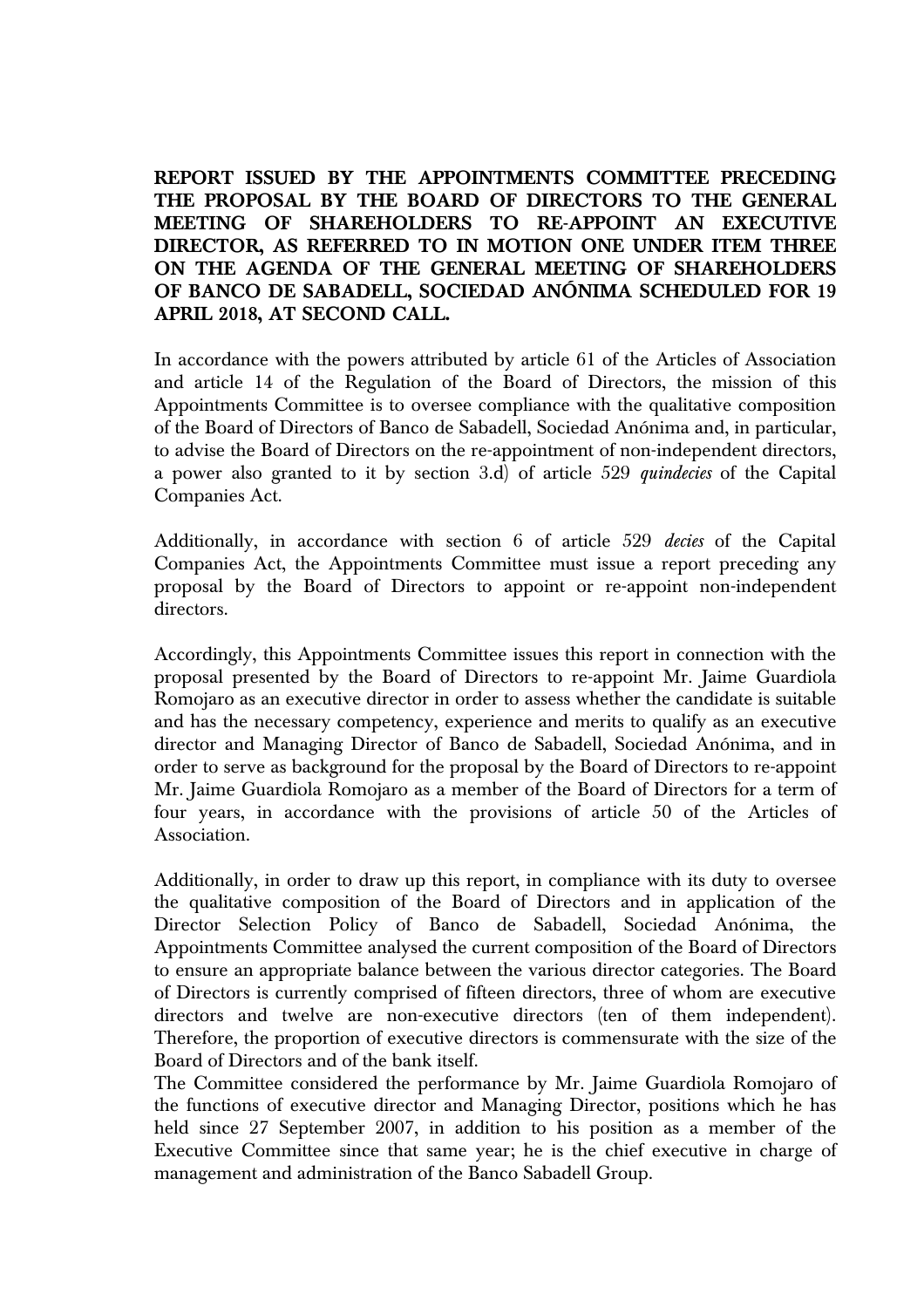**REPORT ISSUED BY THE APPOINTMENTS COMMITTEE PRECEDING THE PROPOSAL BY THE BOARD OF DIRECTORS TO THE GENERAL MEETING OF SHAREHOLDERS TO RE-APPOINT AN EXECUTIVE DIRECTOR, AS REFERRED TO IN MOTION ONE UNDER ITEM THREE ON THE AGENDA OF THE GENERAL MEETING OF SHAREHOLDERS OF BANCO DE SABADELL, SOCIEDAD ANÓNIMA SCHEDULED FOR 19 APRIL 2018, AT SECOND CALL.**

In accordance with the powers attributed by article 61 of the Articles of Association and article 14 of the Regulation of the Board of Directors, the mission of this Appointments Committee is to oversee compliance with the qualitative composition of the Board of Directors of Banco de Sabadell, Sociedad Anónima and, in particular, to advise the Board of Directors on the re-appointment of non-independent directors, a power also granted to it by section 3.d) of article 529 *quindecies* of the Capital Companies Act.

Additionally, in accordance with section 6 of article 529 *decies* of the Capital Companies Act, the Appointments Committee must issue a report preceding any proposal by the Board of Directors to appoint or re-appoint non-independent directors.

Accordingly, this Appointments Committee issues this report in connection with the proposal presented by the Board of Directors to re-appoint Mr. Jaime Guardiola Romojaro as an executive director in order to assess whether the candidate is suitable and has the necessary competency, experience and merits to qualify as an executive director and Managing Director of Banco de Sabadell, Sociedad Anónima, and in order to serve as background for the proposal by the Board of Directors to re-appoint Mr. Jaime Guardiola Romojaro as a member of the Board of Directors for a term of four years, in accordance with the provisions of article 50 of the Articles of Association.

Additionally, in order to draw up this report, in compliance with its duty to oversee the qualitative composition of the Board of Directors and in application of the Director Selection Policy of Banco de Sabadell, Sociedad Anónima, the Appointments Committee analysed the current composition of the Board of Directors to ensure an appropriate balance between the various director categories. The Board of Directors is currently comprised of fifteen directors, three of whom are executive directors and twelve are non-executive directors (ten of them independent). Therefore, the proportion of executive directors is commensurate with the size of the Board of Directors and of the bank itself.

The Committee considered the performance by Mr. Jaime Guardiola Romojaro of the functions of executive director and Managing Director, positions which he has held since 27 September 2007, in addition to his position as a member of the Executive Committee since that same year; he is the chief executive in charge of management and administration of the Banco Sabadell Group.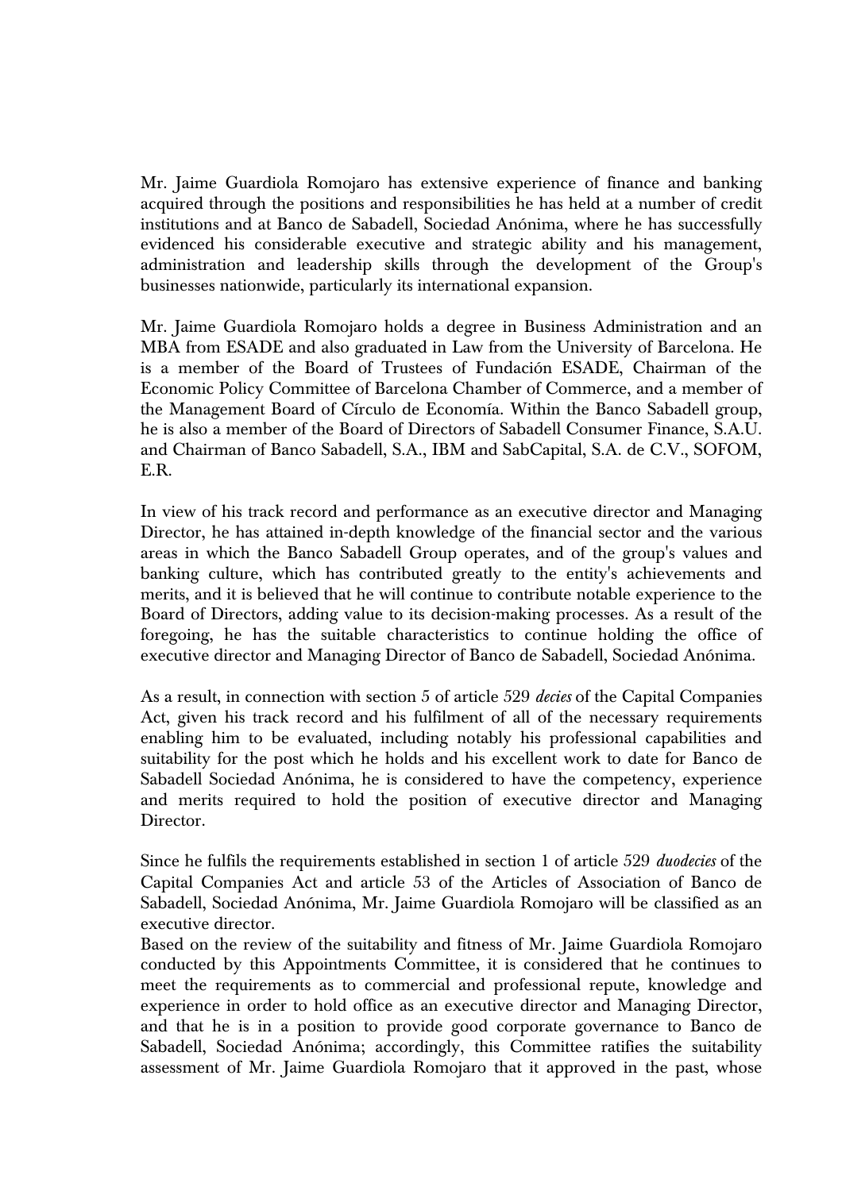Mr. Jaime Guardiola Romojaro has extensive experience of finance and banking acquired through the positions and responsibilities he has held at a number of credit institutions and at Banco de Sabadell, Sociedad Anónima, where he has successfully evidenced his considerable executive and strategic ability and his management, administration and leadership skills through the development of the Group's businesses nationwide, particularly its international expansion.

Mr. Jaime Guardiola Romojaro holds a degree in Business Administration and an MBA from ESADE and also graduated in Law from the University of Barcelona. He is a member of the Board of Trustees of Fundación ESADE, Chairman of the Economic Policy Committee of Barcelona Chamber of Commerce, and a member of the Management Board of Círculo de Economía. Within the Banco Sabadell group, he is also a member of the Board of Directors of Sabadell Consumer Finance, S.A.U. and Chairman of Banco Sabadell, S.A., IBM and SabCapital, S.A. de C.V., SOFOM, E.R.

In view of his track record and performance as an executive director and Managing Director, he has attained in-depth knowledge of the financial sector and the various areas in which the Banco Sabadell Group operates, and of the group's values and banking culture, which has contributed greatly to the entity's achievements and merits, and it is believed that he will continue to contribute notable experience to the Board of Directors, adding value to its decision-making processes. As a result of the foregoing, he has the suitable characteristics to continue holding the office of executive director and Managing Director of Banco de Sabadell, Sociedad Anónima.

As a result, in connection with section 5 of article 529 *decies* of the Capital Companies Act, given his track record and his fulfilment of all of the necessary requirements enabling him to be evaluated, including notably his professional capabilities and suitability for the post which he holds and his excellent work to date for Banco de Sabadell Sociedad Anónima, he is considered to have the competency, experience and merits required to hold the position of executive director and Managing Director.

Since he fulfils the requirements established in section 1 of article 529 *duodecies* of the Capital Companies Act and article 53 of the Articles of Association of Banco de Sabadell, Sociedad Anónima, Mr. Jaime Guardiola Romojaro will be classified as an executive director.

Based on the review of the suitability and fitness of Mr. Jaime Guardiola Romojaro conducted by this Appointments Committee, it is considered that he continues to meet the requirements as to commercial and professional repute, knowledge and experience in order to hold office as an executive director and Managing Director, and that he is in a position to provide good corporate governance to Banco de Sabadell, Sociedad Anónima; accordingly, this Committee ratifies the suitability assessment of Mr. Jaime Guardiola Romojaro that it approved in the past, whose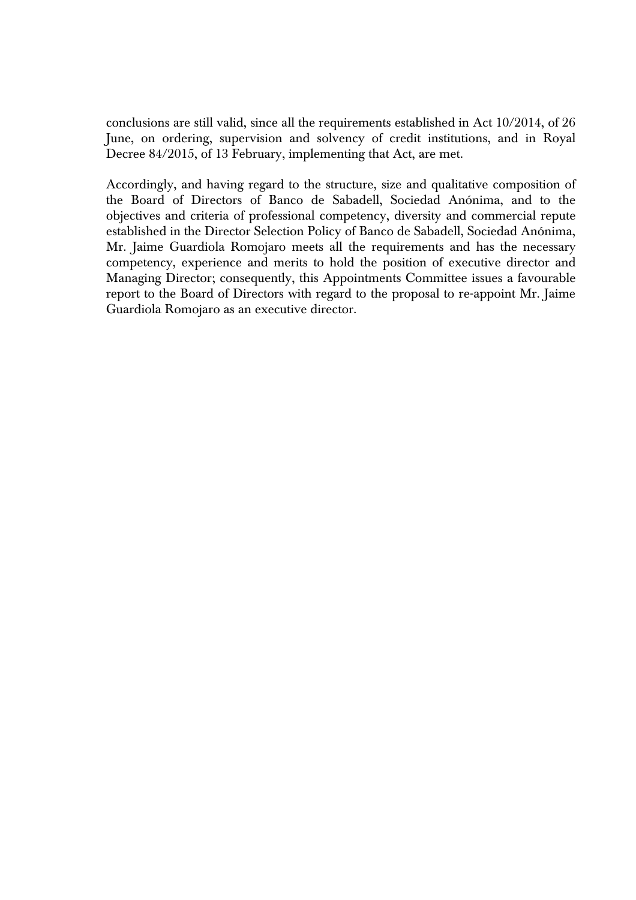conclusions are still valid, since all the requirements established in Act 10/2014, of 26 June, on ordering, supervision and solvency of credit institutions, and in Royal Decree 84/2015, of 13 February, implementing that Act, are met.

Accordingly, and having regard to the structure, size and qualitative composition of the Board of Directors of Banco de Sabadell, Sociedad Anónima, and to the objectives and criteria of professional competency, diversity and commercial repute established in the Director Selection Policy of Banco de Sabadell, Sociedad Anónima, Mr. Jaime Guardiola Romojaro meets all the requirements and has the necessary competency, experience and merits to hold the position of executive director and Managing Director; consequently, this Appointments Committee issues a favourable report to the Board of Directors with regard to the proposal to re-appoint Mr. Jaime Guardiola Romojaro as an executive director.